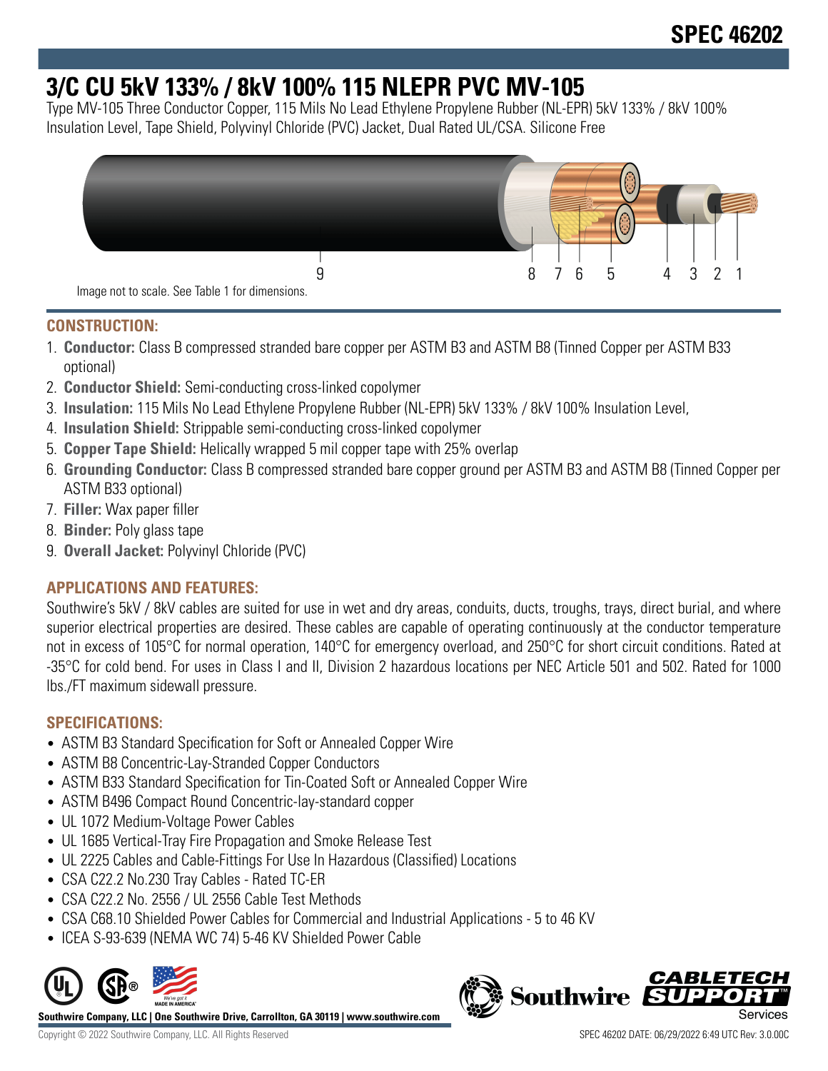SPEC 46202

# 3/C CU 5kV 133% / 8kV 100% 115 NLEPR PVC MV-105

Type MV-105 Three Conductor Copper, 115 Mils No Lead Ethylene Propylene Rubber (NL-EPR) 5kV 133% / 8kV 100% Insulation Level, Tape Shield, Polyvinyl Chloride (PVC) Jacket, Dual Rated UL/CSA. Silicone Free

Image not to scale. See Table 1 for dimensions.

## CONSTRUCTION:

1. **Conductor:** Class B compressed stranded bare copper per ASTM B3 and ASTM B8 (Tinned Copper per ASTM B33 optional)
2. **Conductor Shield:** Semi-conducting cross-linked copolymer
3. **Insulation:** 115 Mils No Lead Ethylene Propylene Rubber (NL-EPR) 5kV 133% / 8kV 100% Insulation Level,
4. **Insulation Shield:** Strippable semi-conducting cross-linked copolymer
5. **Copper Tape Shield:** Helically wrapped 5 mil copper tape with 25% overlap
6. **Grounding Conductor:** Class B compressed stranded bare copper ground per ASTM B3 and ASTM B8 (Tinned Copper per ASTM B33 optional)
7. **Filler:** Wax paper filler
8. **Binder:** Poly glass tape
9. **Overall Jacket:** Polyvinyl Chloride (PVC)

## APPLICATIONS AND FEATURES:

Southwire's 5kV / 8kV cables are suited for use in wet and dry areas, conduits, ducts, troughs, trays, direct burial, and where superior electrical properties are desired. These cables are capable of operating continuously at the conductor temperature not in excess of 105°C for normal operation, 140°C for emergency overload, and 250°C for short circuit conditions. Rated at -35°C for cold bend. For uses in Class I and II, Division 2 hazardous locations per NEC Article 501 and 502. Rated for 1000 lbs./FT maximum sidewall pressure.

## SPECIFICATIONS:

- ASTM B3 Standard Specification for Soft or Annealed Copper Wire
- ASTM B8 Concentric-Lay-Stranded Copper Conductors
- ASTM B33 Standard Specification for Tin-Coated Soft or Annealed Copper Wire
- ASTM B496 Compact Round Concentric-lay-standard copper
- UL 1072 Medium-Voltage Power Cables
- UL 1685 Vertical-Tray Fire Propagation and Smoke Release Test
- UL 2225 Cables and Cable-Fittings For Use In Hazardous (Classified) Locations
- CSA C22.2 No.230 Tray Cables - Rated TC-ER
- CSA C22.2 No. 2556 / UL 2556 Cable Test Methods
- CSA C68.10 Shielded Power Cables for Commercial and Industrial Applications - 5 to 46 KV
- ICEA S-93-639 (NEMA WC 74) 5-46 KV Shielded Power Cable

**Southwire Company, LLC | One Southwire Drive, Carrollton, GA 30119 | www.southwire.com**

Copyright © 2022 Southwire Company, LLC. All Rights Reserved

SPEC 46202 DATE: 06/29/2022 6:49 UTC Rev: 3.0.00C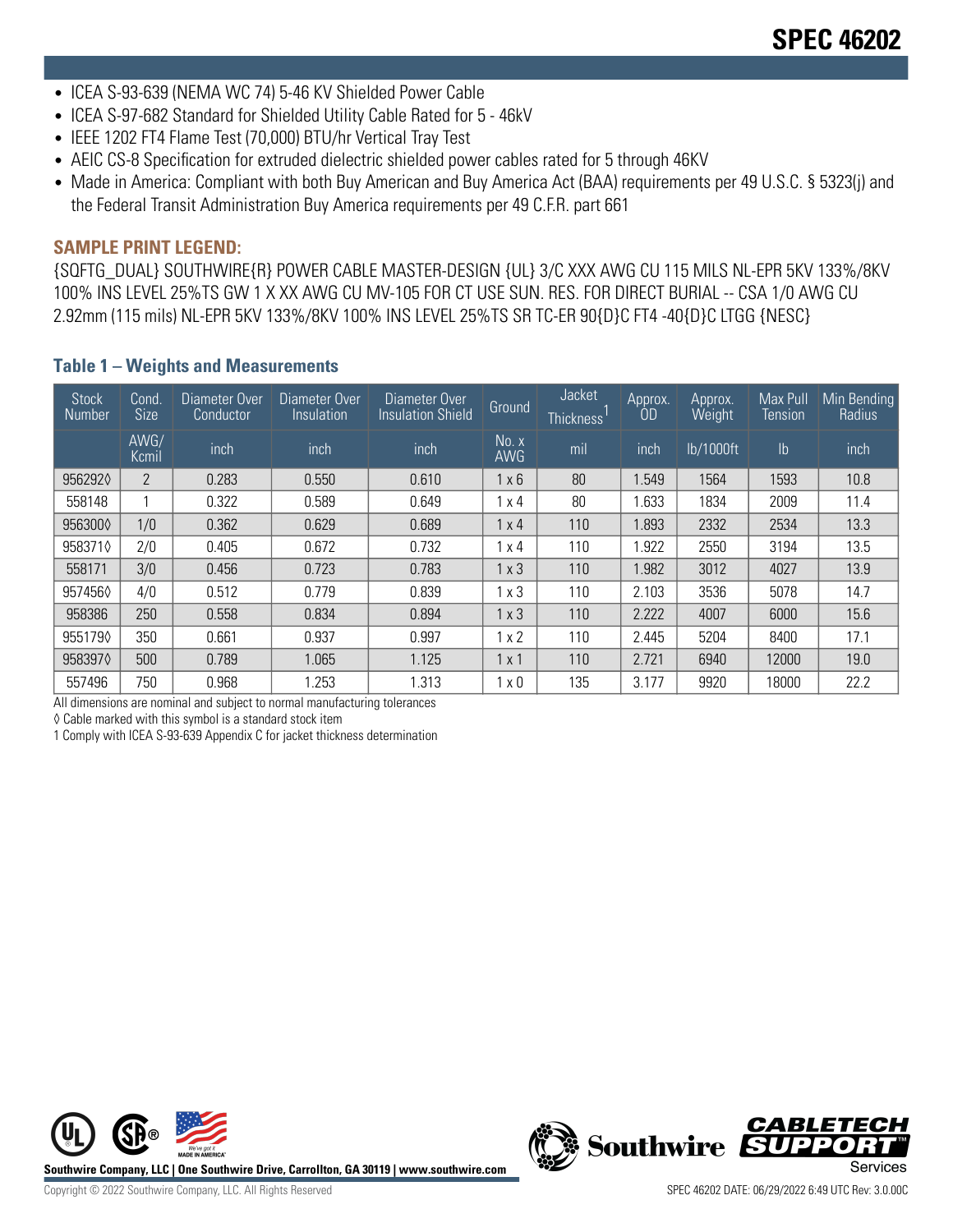- ICEA S-93-639 (NEMA WC 74) 5-46 KV Shielded Power Cable
- ICEA S-97-682 Standard for Shielded Utility Cable Rated for 5 - 46kV
- IEEE 1202 FT4 Flame Test (70,000) BTU/hr Vertical Tray Test
- AEIC CS-8 Specification for extruded dielectric shielded power cables rated for 5 through 46KV
- Made in America: Compliant with both Buy American and Buy America Act (BAA) requirements per 49 U.S.C. § 5323(j) and the Federal Transit Administration Buy America requirements per 49 C.F.R. part 661

### SAMPLE PRINT LEGEND:

{SQFTG_DUAL} SOUTHWIRE{R} POWER CABLE MASTER-DESIGN {UL} 3/C XXX AWG CU 115 MILS NL-EPR 5KV 133%/8KV 100% INS LEVEL 25%TS GW 1 X XX AWG CU MV-105 FOR CT USE SUN. RES. FOR DIRECT BURIAL -- CSA 1/0 AWG CU 2.92mm (115 mils) NL-EPR 5KV 133%/8KV 100% INS LEVEL 25%TS SR TC-ER 90{D}C FT4 -40{D}C LTGG {NESC}

### Table 1 – Weights and Measurements

| Stock Number | Cond. Size | Diameter Over Conductor | Diameter Over Insulation | Diameter Over Insulation Shield | Ground | Jacket Thickness[1] | Approx. OD | Approx. Weight | Max Pull Tension | Min Bending Radius |
|---|---|---|---|---|---|---|---|---|---|---|
| | AWG/ Kcmil | inch | inch | inch | No. x AWG | mil | inch | lb/1000ft | lb | inch |
| 956292◊ | 2 | 0.283 | 0.550 | 0.610 | 1 x 6 | 80 | 1.549 | 1564 | 1593 | 10.8 |
| 558148 | 1 | 0.322 | 0.589 | 0.649 | 1 x 4 | 80 | 1.633 | 1834 | 2009 | 11.4 |
| 956300◊ | 1/0 | 0.362 | 0.629 | 0.689 | 1 x 4 | 110 | 1.893 | 2332 | 2534 | 13.3 |
| 958371◊ | 2/0 | 0.405 | 0.672 | 0.732 | 1 x 4 | 110 | 1.922 | 2550 | 3194 | 13.5 |
| 558171 | 3/0 | 0.456 | 0.723 | 0.783 | 1 x 3 | 110 | 1.982 | 3012 | 4027 | 13.9 |
| 957456◊ | 4/0 | 0.512 | 0.779 | 0.839 | 1 x 3 | 110 | 2.103 | 3536 | 5078 | 14.7 |
| 958386 | 250 | 0.558 | 0.834 | 0.894 | 1 x 3 | 110 | 2.222 | 4007 | 6000 | 15.6 |
| 955179◊ | 350 | 0.661 | 0.937 | 0.997 | 1 x 2 | 110 | 2.445 | 5204 | 8400 | 17.1 |
| 958397◊ | 500 | 0.789 | 1.065 | 1.125 | 1 x 1 | 110 | 2.721 | 6940 | 12000 | 19.0 |
| 557496 | 750 | 0.968 | 1.253 | 1.313 | 1 x 0 | 135 | 3.177 | 9920 | 18000 | 22.2 |

All dimensions are nominal and subject to normal manufacturing tolerances

◊ Cable marked with this symbol is a standard stock item

1 Comply with ICEA S-93-639 Appendix C for jacket thickness determination

Southwire Company, LLC | One Southwire Drive, Carrollton, GA 30119 | www.southwire.com

Copyright © 2022 Southwire Company, LLC. All Rights Reserved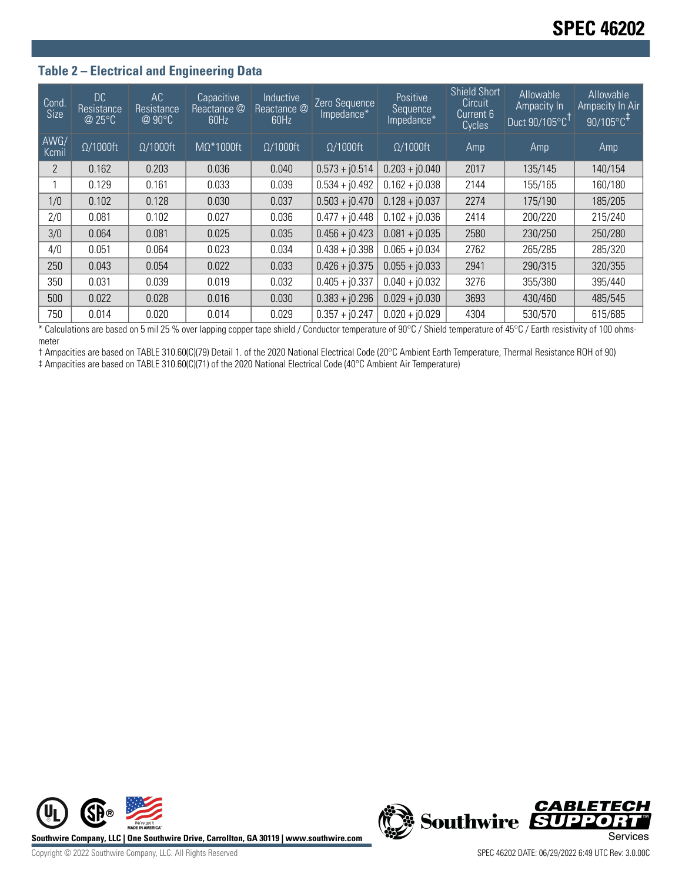### Table 2 – Electrical and Engineering Data

| Cond. Size | DC Resistance @ 25°C | AC Resistance @ 90°C | Capacitive Reactance @ 60Hz | Inductive Reactance @ 60Hz | Zero Sequence Impedance* | Positive Sequence Impedance* | Shield Short Circuit Current 6 Cycles | Allowable Ampacity In Duct 90/105°C† | Allowable Ampacity In Air 90/105°C‡ |
|---|---|---|---|---|---|---|---|---|---|
| AWG/ Kcmil | Ω/1000ft | Ω/1000ft | MΩ*1000ft | Ω/1000ft | Ω/1000ft | Ω/1000ft | Amp | Amp | Amp |
| 2 | 0.162 | 0.203 | 0.036 | 0.040 | 0.573 + j0.514 | 0.203 + j0.040 | 2017 | 135/145 | 140/154 |
| 1 | 0.129 | 0.161 | 0.033 | 0.039 | 0.534 + j0.492 | 0.162 + j0.038 | 2144 | 155/165 | 160/180 |
| 1/0 | 0.102 | 0.128 | 0.030 | 0.037 | 0.503 + j0.470 | 0.128 + j0.037 | 2274 | 175/190 | 185/205 |
| 2/0 | 0.081 | 0.102 | 0.027 | 0.036 | 0.477 + j0.448 | 0.102 + j0.036 | 2414 | 200/220 | 215/240 |
| 3/0 | 0.064 | 0.081 | 0.025 | 0.035 | 0.456 + j0.423 | 0.081 + j0.035 | 2580 | 230/250 | 250/280 |
| 4/0 | 0.051 | 0.064 | 0.023 | 0.034 | 0.438 + j0.398 | 0.065 + j0.034 | 2762 | 265/285 | 285/320 |
| 250 | 0.043 | 0.054 | 0.022 | 0.033 | 0.426 + j0.375 | 0.055 + j0.033 | 2941 | 290/315 | 320/355 |
| 350 | 0.031 | 0.039 | 0.019 | 0.032 | 0.405 + j0.337 | 0.040 + j0.032 | 3276 | 355/380 | 395/440 |
| 500 | 0.022 | 0.028 | 0.016 | 0.030 | 0.383 + j0.296 | 0.029 + j0.030 | 3693 | 430/460 | 485/545 |
| 750 | 0.014 | 0.020 | 0.014 | 0.029 | 0.357 + j0.247 | 0.020 + j0.029 | 4304 | 530/570 | 615/685 |

* Calculations are based on 5 mil 25 % over lapping copper tape shield / Conductor temperature of 90°C / Shield temperature of 45°C / Earth resistivity of 100 ohms-meter

† Ampacities are based on TABLE 310.60(C)(79) Detail 1. of the 2020 National Electrical Code (20°C Ambient Earth Temperature, Thermal Resistance ROH of 90)

‡ Ampacities are based on TABLE 310.60(C)(71) of the 2020 National Electrical Code (40°C Ambient Air Temperature)